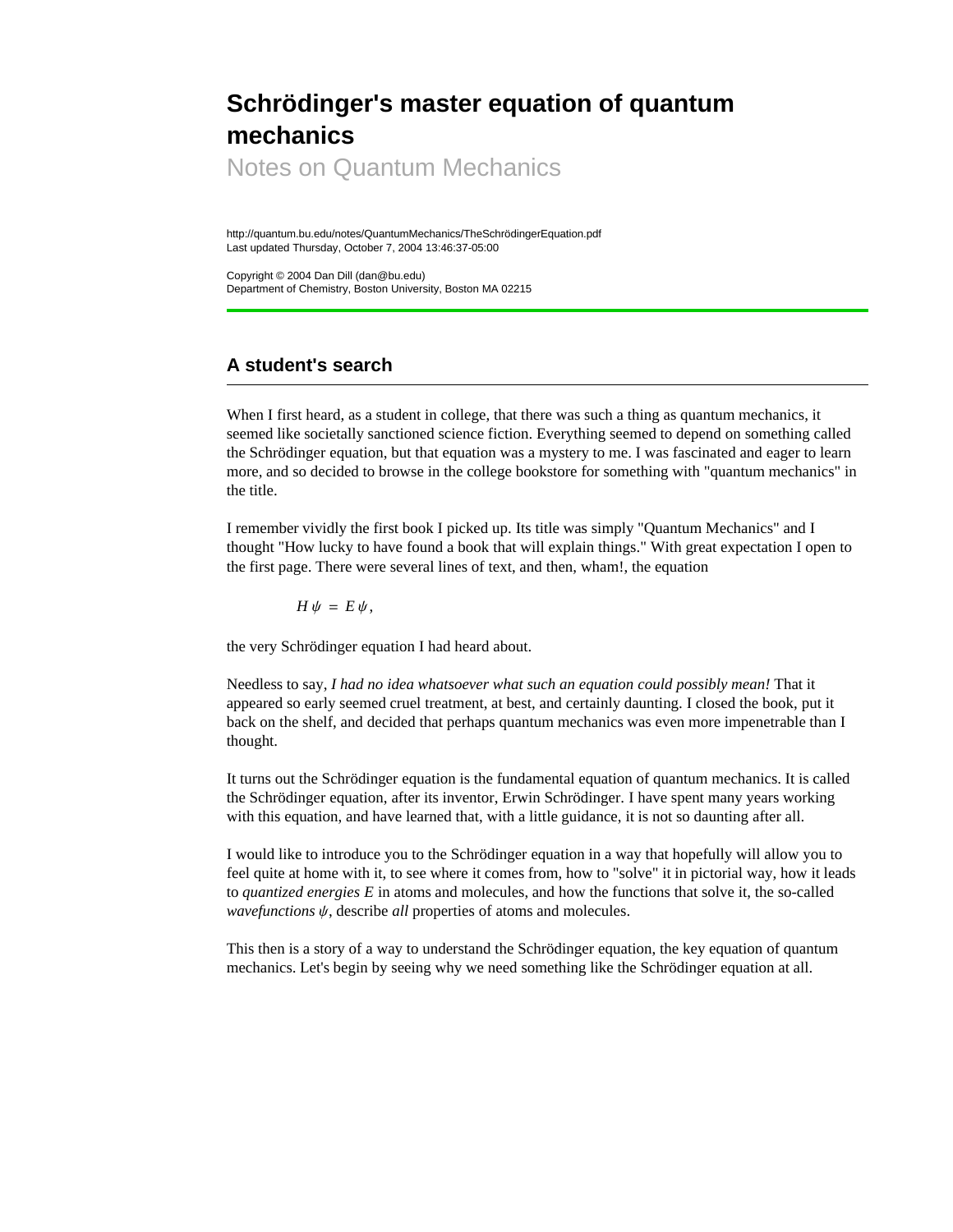# Schrödinger's master equation of quantum mechanics

Notes on Quantum Mechanics

http://quantum.bu.edu/notes/QuantumMechanics/TheSchrödingerEquation.pdf
Last updated Thursday, October 7, 2004 13:46:37-05:00

Copyright © 2004 Dan Dill (dan@bu.edu)
Department of Chemistry, Boston University, Boston MA 02215

## A student's search

When I first heard, as a student in college, that there was such a thing as quantum mechanics, it seemed like societally sanctioned science fiction. Everything seemed to depend on something called the Schrödinger equation, but that equation was a mystery to me. I was fascinated and eager to learn more, and so decided to browse in the college bookstore for something with "quantum mechanics" in the title.

I remember vividly the first book I picked up. Its title was simply "Quantum Mechanics" and I thought "How lucky to have found a book that will explain things." With great expectation I open to the first page. There were several lines of text, and then, wham!, the equation

$$H\,\psi = E\,\psi,$$

the very Schrödinger equation I had heard about.

Needless to say, *I had no idea whatsoever what such an equation could possibly mean!* That it appeared so early seemed cruel treatment, at best, and certainly daunting. I closed the book, put it back on the shelf, and decided that perhaps quantum mechanics was even more impenetrable than I thought.

It turns out the Schrödinger equation is the fundamental equation of quantum mechanics. It is called the Schrödinger equation, after its inventor, Erwin Schrödinger. I have spent many years working with this equation, and have learned that, with a little guidance, it is not so daunting after all.

I would like to introduce you to the Schrödinger equation in a way that hopefully will allow you to feel quite at home with it, to see where it comes from, how to "solve" it in pictorial way, how it leads to *quantized energies* $E$ in atoms and molecules, and how the functions that solve it, the so-called *wavefunctions* $\psi$, describe *all* properties of atoms and molecules.

This then is a story of a way to understand the Schrödinger equation, the key equation of quantum mechanics. Let's begin by seeing why we need something like the Schrödinger equation at all.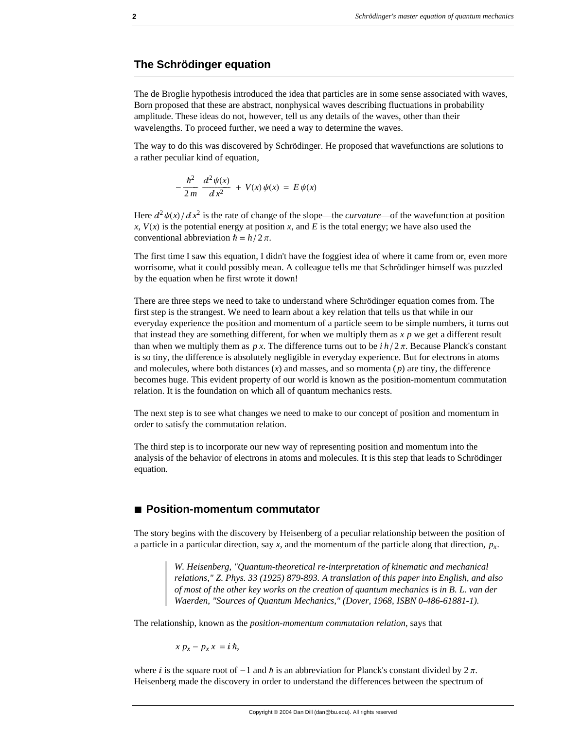## The Schrödinger equation

The de Broglie hypothesis introduced the idea that particles are in some sense associated with waves, Born proposed that these are abstract, nonphysical waves describing fluctuations in probability amplitude. These ideas do not, however, tell us any details of the waves, other than their wavelengths. To proceed further, we need a way to determine the waves.

The way to do this was discovered by Schrödinger. He proposed that wavefunctions are solutions to a rather peculiar kind of equation,

$$-\frac{\hbar^2}{2m}\frac{d^2\psi(x)}{dx^2} + V(x)\psi(x) = E\psi(x)$$

Here $d^2\psi(x)/dx^2$ is the rate of change of the slope—the *curvature*—of the wavefunction at position $x$, $V(x)$ is the potential energy at position $x$, and $E$ is the total energy; we have also used the conventional abbreviation $\hbar = h/2\pi$.

The first time I saw this equation, I didn't have the foggiest idea of where it came from or, even more worrisome, what it could possibly mean. A colleague tells me that Schrödinger himself was puzzled by the equation when he first wrote it down!

There are three steps we need to take to understand where Schrödinger equation comes from. The first step is the strangest. We need to learn about a key relation that tells us that while in our everyday experience the position and momentum of a particle seem to be simple numbers, it turns out that instead they are something different, for when we multiply them as $x\,p$ we get a different result than when we multiply them as $p\,x$. The difference turns out to be $i\,h/2\pi$. Because Planck's constant is so tiny, the difference is absolutely negligible in everyday experience. But for electrons in atoms and molecules, where both distances ($x$) and masses, and so momenta ($p$) are tiny, the difference becomes huge. This evident property of our world is known as the position-momentum commutation relation. It is the foundation on which all of quantum mechanics rests.

The next step is to see what changes we need to make to our concept of position and momentum in order to satisfy the commutation relation.

The third step is to incorporate our new way of representing position and momentum into the analysis of the behavior of electrons in atoms and molecules. It is this step that leads to Schrödinger equation.

### ■ Position-momentum commutator

The story begins with the discovery by Heisenberg of a peculiar relationship between the position of a particle in a particular direction, say $x$, and the momentum of the particle along that direction, $p_x$.

> *W. Heisenberg, "Quantum-theoretical re-interpretation of kinematic and mechanical relations," Z. Phys. 33 (1925) 879-893. A translation of this paper into English, and also of most of the other key works on the creation of quantum mechanics is in B. L. van der Waerden, "Sources of Quantum Mechanics," (Dover, 1968, ISBN 0-486-61881-1).*

The relationship, known as the *position-momentum commutation relation*, says that

$$x\,p_x - p_x\,x = i\hbar,$$

where $i$ is the square root of $-1$ and $\hbar$ is an abbreviation for Planck's constant divided by $2\pi$. Heisenberg made the discovery in order to understand the differences between the spectrum of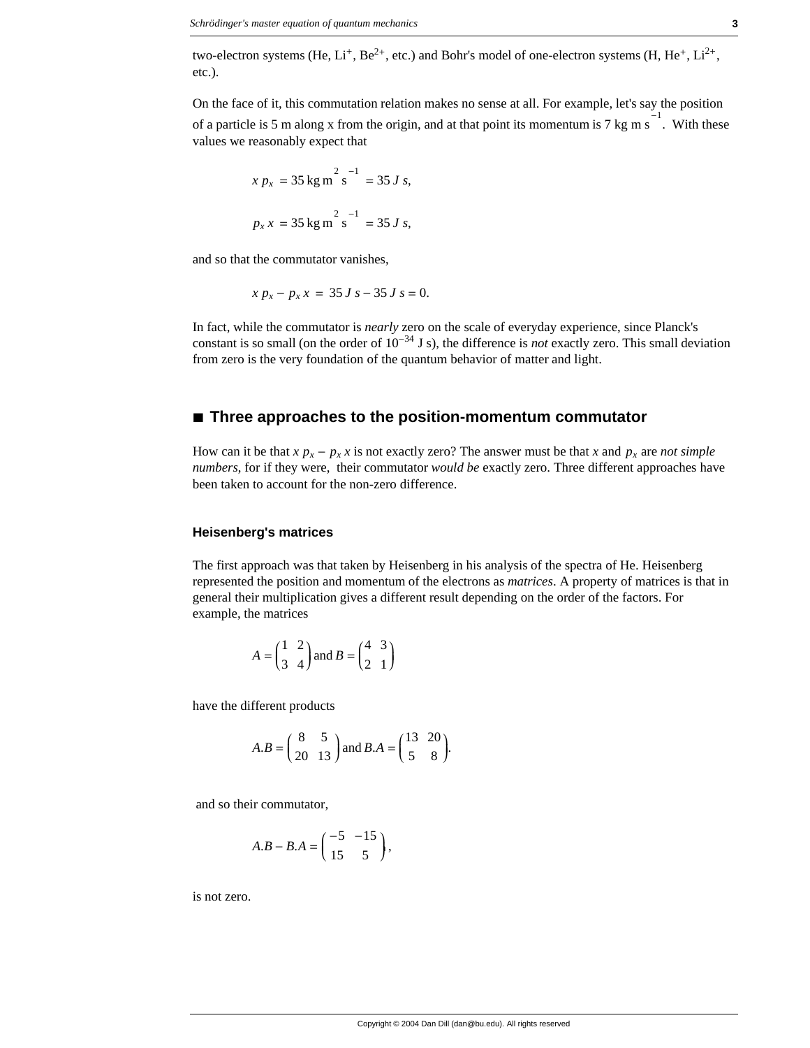two-electron systems (He, $Li^+$, $Be^{2+}$, etc.) and Bohr's model of one-electron systems (H, $He^+$, $Li^{2+}$, etc.).

On the face of it, this commutation relation makes no sense at all. For example, let's say the position of a particle is 5 m along x from the origin, and at that point its momentum is 7 kg m $s^{-1}$. With these values we reasonably expect that

$$x\, p_x = 35\ \text{kg m}^2\ \text{s}^{-1} = 35\ J\ s,$$

$$p_x\, x = 35\ \text{kg m}^2\ \text{s}^{-1} = 35\ J\ s,$$

and so that the commutator vanishes,

$$x\, p_x - p_x\, x = 35\ J\ s - 35\ J\ s = 0.$$

In fact, while the commutator is *nearly* zero on the scale of everyday experience, since Planck's constant is so small (on the order of $10^{-34}$ J s), the difference is *not* exactly zero. This small deviation from zero is the very foundation of the quantum behavior of matter and light.

## ■ Three approaches to the position-momentum commutator

How can it be that $x\, p_x - p_x\, x$ is not exactly zero? The answer must be that $x$ and $p_x$ are *not simple numbers*, for if they were, their commutator *would be* exactly zero. Three different approaches have been taken to account for the non-zero difference.

### Heisenberg's matrices

The first approach was that taken by Heisenberg in his analysis of the spectra of He. Heisenberg represented the position and momentum of the electrons as *matrices*. A property of matrices is that in general their multiplication gives a different result depending on the order of the factors. For example, the matrices

$$A = \begin{pmatrix} 1 & 2 \\ 3 & 4 \end{pmatrix} \text{ and } B = \begin{pmatrix} 4 & 3 \\ 2 & 1 \end{pmatrix}$$

have the different products

$$A.B = \begin{pmatrix} 8 & 5 \\ 20 & 13 \end{pmatrix} \text{ and } B.A = \begin{pmatrix} 13 & 20 \\ 5 & 8 \end{pmatrix}.$$

and so their commutator,

$$A.B - B.A = \begin{pmatrix} -5 & -15 \\ 15 & 5 \end{pmatrix},$$

is not zero.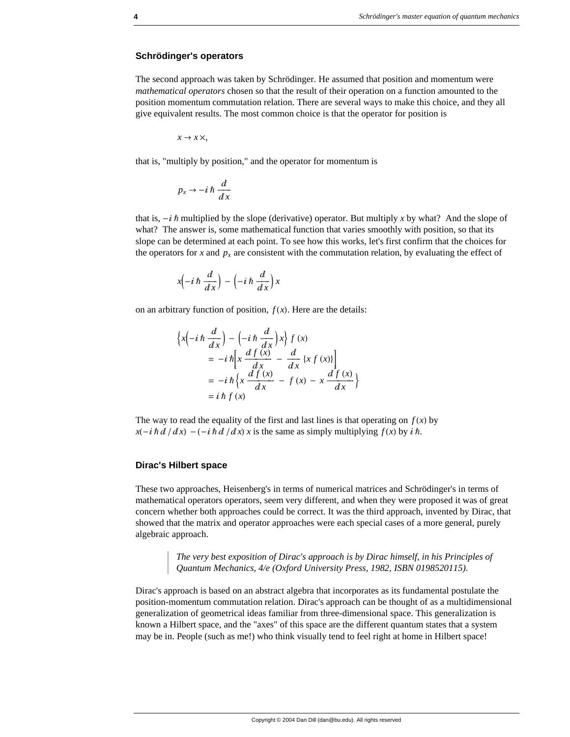### Schrödinger's operators

The second approach was taken by Schrödinger. He assumed that position and momentum were *mathematical operators* chosen so that the result of their operation on a function amounted to the position momentum commutation relation. There are several ways to make this choice, and they all give equivalent results. The most common choice is that the operator for position is

$$x \to x \times,$$

that is, "multiply by position," and the operator for momentum is

$$p_x \to -i\,\hbar\,\frac{d}{d\,x}$$

that is, $-i\,\hbar$ multiplied by the slope (derivative) operator. But multiply $x$ by what? And the slope of what? The answer is, some mathematical function that varies smoothly with position, so that its slope can be determined at each point. To see how this works, let's first confirm that the choices for the operators for $x$ and $p_x$ are consistent with the commutation relation, by evaluating the effect of

$$x\left(-i\,\hbar\,\frac{d}{d\,x}\right) - \left(-i\,\hbar\,\frac{d}{d\,x}\right)x$$

on an arbitrary function of position, $f(x)$. Here are the details:

$$\begin{aligned}
&\left\{x\left(-i\,\hbar\,\frac{d}{d\,x}\right) - \left(-i\,\hbar\,\frac{d}{d\,x}\right)x\right\} f(x) \\
&\quad = -i\,\hbar\left[x\,\frac{d\,f(x)}{d\,x} - \frac{d}{d\,x}\{x\,f(x)\}\right] \\
&\quad = -i\,\hbar\left\{x\,\frac{d\,f(x)}{d\,x} - f(x) - x\,\frac{d\,f(x)}{d\,x}\right\} \\
&\quad = i\,\hbar\,f(x)
\end{aligned}$$

The way to read the equality of the first and last lines is that operating on $f(x)$ by $x(-i\,\hbar\,d/d\,x) - (-i\,\hbar\,d/d\,x)\,x$ is the same as simply multiplying $f(x)$ by $i\,\hbar$.

### Dirac's Hilbert space

These two approaches, Heisenberg's in terms of numerical matrices and Schrödinger's in terms of mathematical operators operators, seem very different, and when they were proposed it was of great concern whether both approaches could be correct. It was the third approach, invented by Dirac, that showed that the matrix and operator approaches were each special cases of a more general, purely algebraic approach.

> *The very best exposition of Dirac's approach is by Dirac himself, in his Principles of Quantum Mechanics, 4/e (Oxford University Press, 1982, ISBN 0198520115).*

Dirac's approach is based on an abstract algebra that incorporates as its fundamental postulate the position-momentum commutation relation. Dirac's approach can be thought of as a multidimensional generalization of geometrical ideas familiar from three-dimensional space. This generalization is known a Hilbert space, and the "axes" of this space are the different quantum states that a system may be in. People (such as me!) who think visually tend to feel right at home in Hilbert space!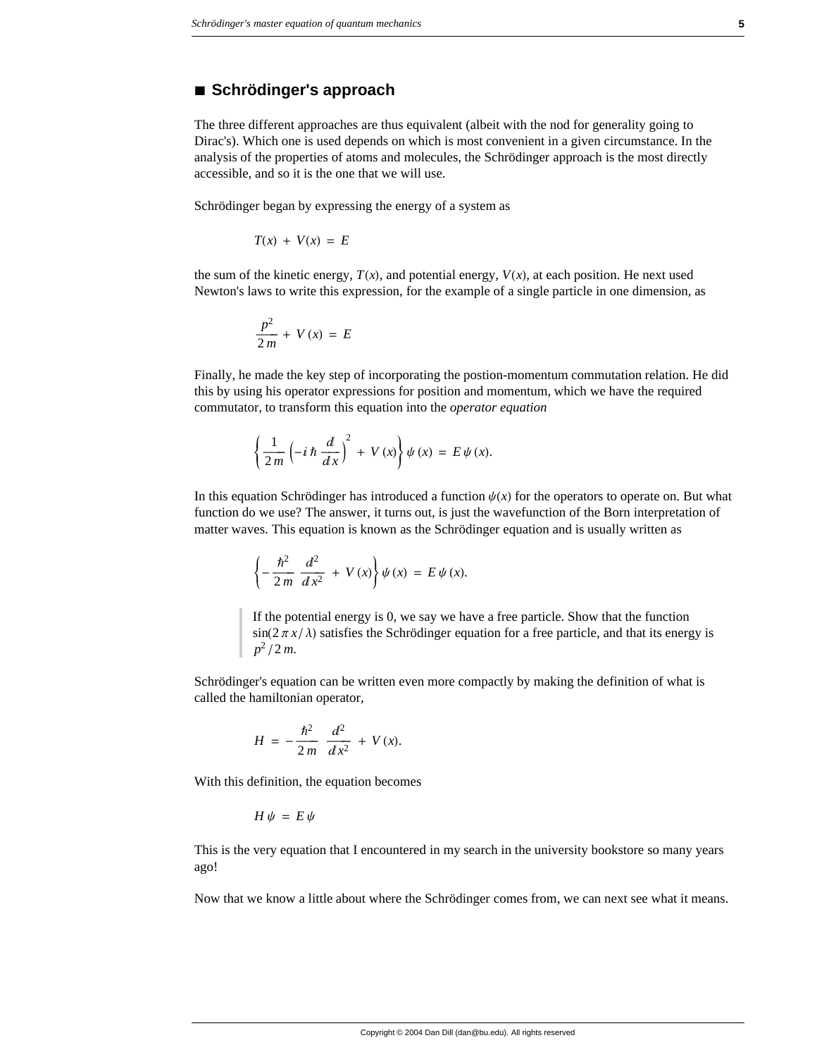## ■ Schrödinger's approach

The three different approaches are thus equivalent (albeit with the nod for generality going to Dirac's). Which one is used depends on which is most convenient in a given circumstance. In the analysis of the properties of atoms and molecules, the Schrödinger approach is the most directly accessible, and so it is the one that we will use.

Schrödinger began by expressing the energy of a system as

$$T(x) + V(x) = E$$

the sum of the kinetic energy, $T(x)$, and potential energy, $V(x)$, at each position. He next used Newton's laws to write this expression, for the example of a single particle in one dimension, as

$$\frac{p^2}{2m} + V(x) = E$$

Finally, he made the key step of incorporating the postion-momentum commutation relation. He did this by using his operator expressions for position and momentum, which we have the required commutator, to transform this equation into the *operator equation*

$$\left\{\frac{1}{2m}\left(-i\hbar\frac{d}{dx}\right)^2 + V(x)\right\}\psi(x) = E\,\psi(x).$$

In this equation Schrödinger has introduced a function $\psi(x)$ for the operators to operate on. But what function do we use? The answer, it turns out, is just the wavefunction of the Born interpretation of matter waves. This equation is known as the Schrödinger equation and is usually written as

$$\left\{-\frac{\hbar^2}{2m}\frac{d^2}{dx^2} + V(x)\right\}\psi(x) = E\,\psi(x).$$

> If the potential energy is 0, we say we have a free particle. Show that the function $\sin(2\pi x/\lambda)$ satisfies the Schrödinger equation for a free particle, and that its energy is $p^2/2m$.

Schrödinger's equation can be written even more compactly by making the definition of what is called the hamiltonian operator,

$$H = -\frac{\hbar^2}{2m}\frac{d^2}{dx^2} + V(x).$$

With this definition, the equation becomes

$$H\psi = E\psi$$

This is the very equation that I encountered in my search in the university bookstore so many years ago!

Now that we know a little about where the Schrödinger comes from, we can next see what it means.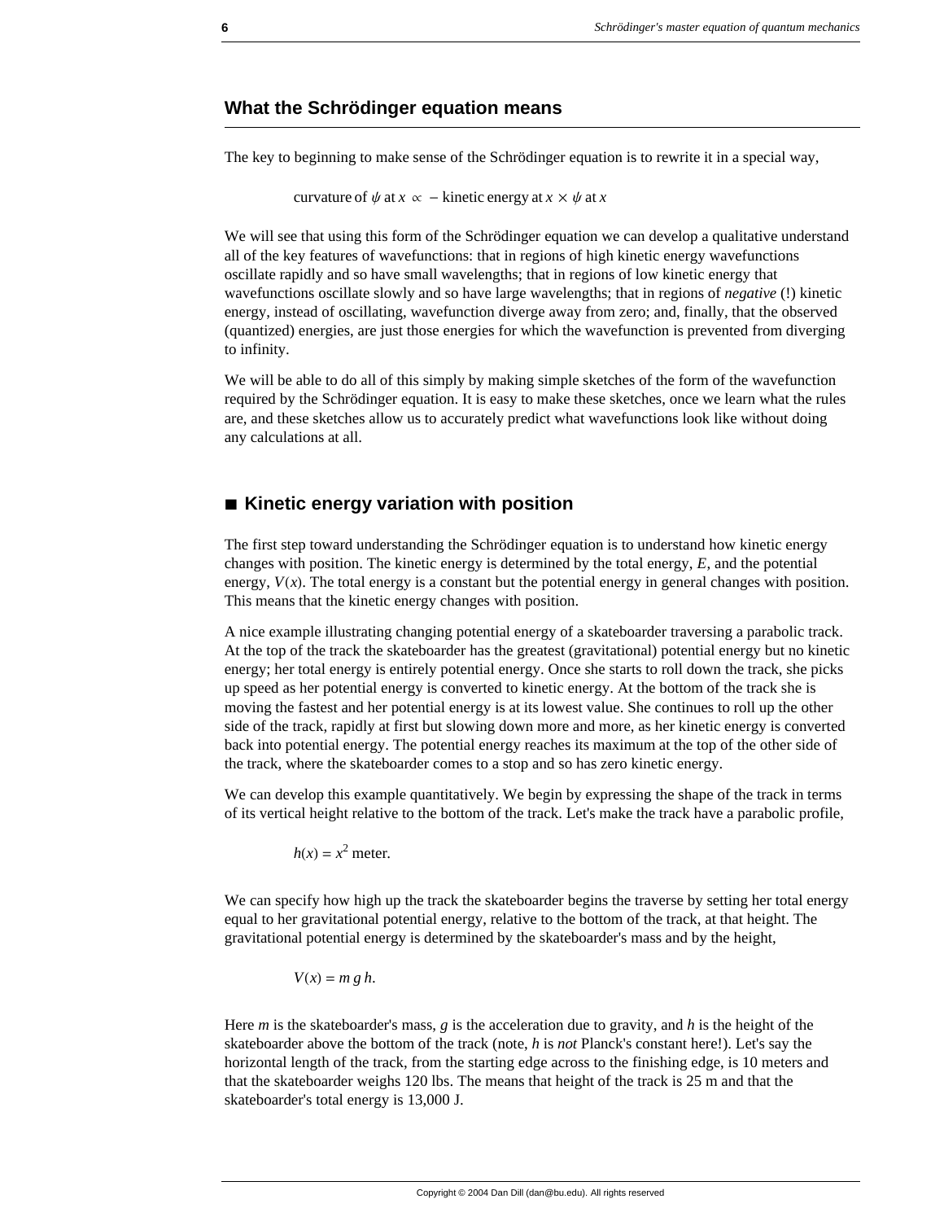## What the Schrödinger equation means

The key to beginning to make sense of the Schrödinger equation is to rewrite it in a special way,

$$\text{curvature of } \psi \text{ at } x \propto -\text{ kinetic energy at } x \times \psi \text{ at } x$$

We will see that using this form of the Schrödinger equation we can develop a qualitative understand all of the key features of wavefunctions: that in regions of high kinetic energy wavefunctions oscillate rapidly and so have small wavelengths; that in regions of low kinetic energy that wavefunctions oscillate slowly and so have large wavelengths; that in regions of *negative* (!) kinetic energy, instead of oscillating, wavefunction diverge away from zero; and, finally, that the observed (quantized) energies, are just those energies for which the wavefunction is prevented from diverging to infinity.

We will be able to do all of this simply by making simple sketches of the form of the wavefunction required by the Schrödinger equation. It is easy to make these sketches, once we learn what the rules are, and these sketches allow us to accurately predict what wavefunctions look like without doing any calculations at all.

### ■ Kinetic energy variation with position

The first step toward understanding the Schrödinger equation is to understand how kinetic energy changes with position. The kinetic energy is determined by the total energy, $E$, and the potential energy, $V(x)$. The total energy is a constant but the potential energy in general changes with position. This means that the kinetic energy changes with position.

A nice example illustrating changing potential energy of a skateboarder traversing a parabolic track. At the top of the track the skateboarder has the greatest (gravitational) potential energy but no kinetic energy; her total energy is entirely potential energy. Once she starts to roll down the track, she picks up speed as her potential energy is converted to kinetic energy. At the bottom of the track she is moving the fastest and her potential energy is at its lowest value. She continues to roll up the other side of the track, rapidly at first but slowing down more and more, as her kinetic energy is converted back into potential energy. The potential energy reaches its maximum at the top of the other side of the track, where the skateboarder comes to a stop and so has zero kinetic energy.

We can develop this example quantitatively. We begin by expressing the shape of the track in terms of its vertical height relative to the bottom of the track. Let's make the track have a parabolic profile,

$$h(x) = x^2 \text{ meter.}$$

We can specify how high up the track the skateboarder begins the traverse by setting her total energy equal to her gravitational potential energy, relative to the bottom of the track, at that height. The gravitational potential energy is determined by the skateboarder's mass and by the height,

$$V(x) = m\, g\, h.$$

Here $m$ is the skateboarder's mass, $g$ is the acceleration due to gravity, and $h$ is the height of the skateboarder above the bottom of the track (note, $h$ is *not* Planck's constant here!). Let's say the horizontal length of the track, from the starting edge across to the finishing edge, is 10 meters and that the skateboarder weighs 120 lbs. The means that height of the track is 25 m and that the skateboarder's total energy is 13,000 J.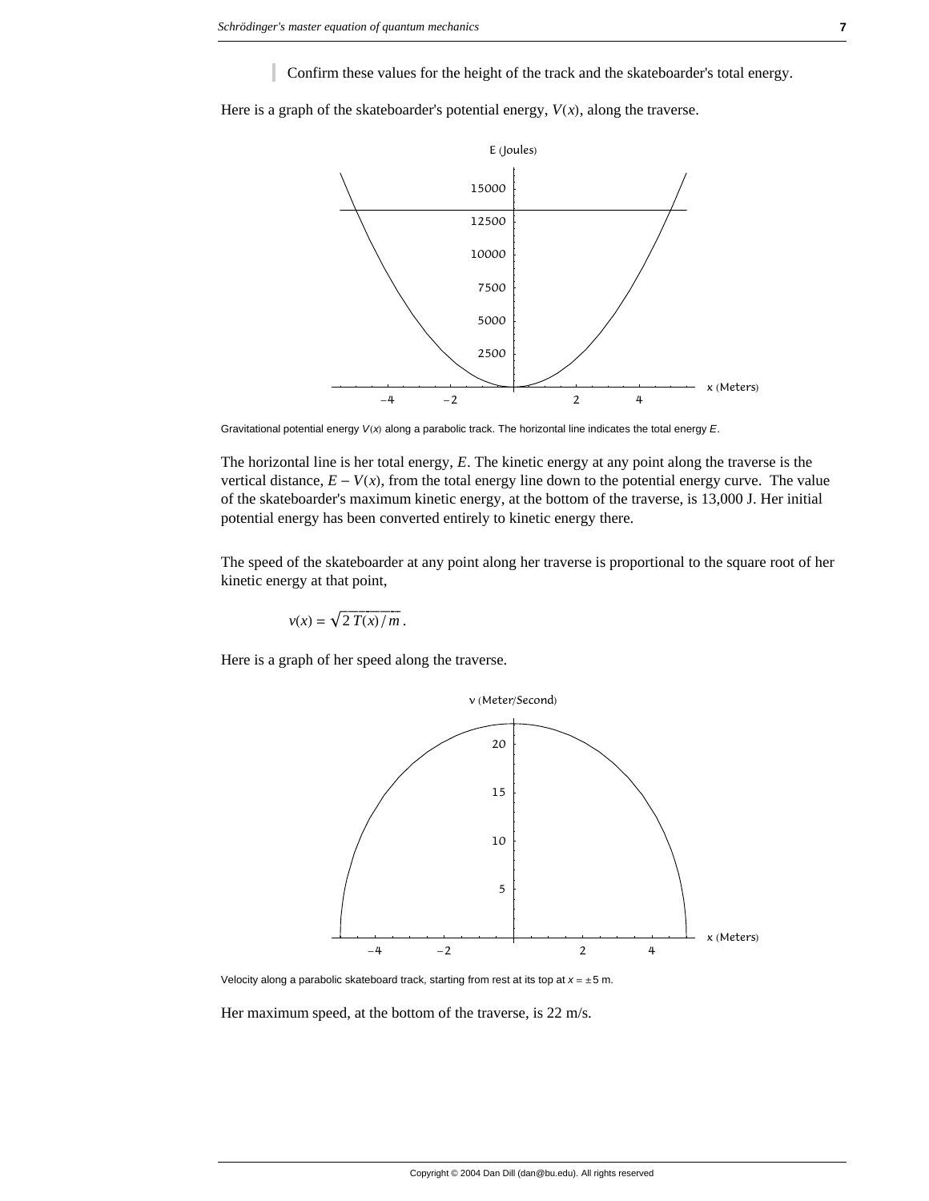> Confirm these values for the height of the track and the skateboarder's total energy.

Here is a graph of the skateboarder's potential energy, $V(x)$, along the traverse.

Gravitational potential energy $V(x)$ along a parabolic track. The horizontal line indicates the total energy $E$.

The horizontal line is her total energy, $E$. The kinetic energy at any point along the traverse is the vertical distance, $E - V(x)$, from the total energy line down to the potential energy curve. The value of the skateboarder's maximum kinetic energy, at the bottom of the traverse, is 13,000 J. Her initial potential energy has been converted entirely to kinetic energy there.

The speed of the skateboarder at any point along her traverse is proportional to the square root of her kinetic energy at that point,

$$v(x) = \sqrt{2\,T(x)/m}\,.$$

Here is a graph of her speed along the traverse.

Velocity along a parabolic skateboard track, starting from rest at its top at $x = \pm 5$ m.

Her maximum speed, at the bottom of the traverse, is 22 m/s.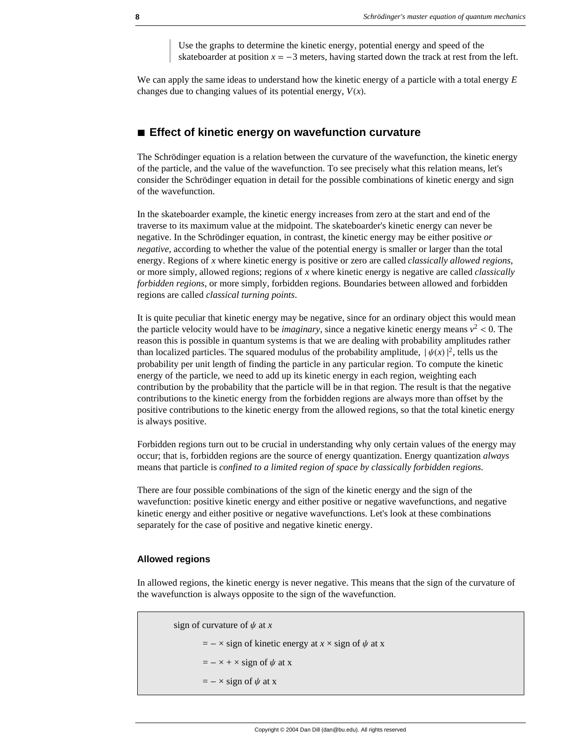> Use the graphs to determine the kinetic energy, potential energy and speed of the skateboarder at position $x = -3$ meters, having started down the track at rest from the left.

We can apply the same ideas to understand how the kinetic energy of a particle with a total energy $E$ changes due to changing values of its potential energy, $V(x)$.

## ■ Effect of kinetic energy on wavefunction curvature

The Schrödinger equation is a relation between the curvature of the wavefunction, the kinetic energy of the particle, and the value of the wavefunction. To see precisely what this relation means, let's consider the Schrödinger equation in detail for the possible combinations of kinetic energy and sign of the wavefunction.

In the skateboarder example, the kinetic energy increases from zero at the start and end of the traverse to its maximum value at the midpoint. The skateboarder's kinetic energy can never be negative. In the Schrödinger equation, in contrast, the kinetic energy may be either positive *or negative*, according to whether the value of the potential energy is smaller or larger than the total energy. Regions of $x$ where kinetic energy is positive or zero are called *classically allowed regions*, or more simply, allowed regions; regions of $x$ where kinetic energy is negative are called *classically forbidden regions*, or more simply, forbidden regions. Boundaries between allowed and forbidden regions are called *classical turning points*.

It is quite peculiar that kinetic energy may be negative, since for an ordinary object this would mean the particle velocity would have to be *imaginary*, since a negative kinetic energy means $v^2 < 0$. The reason this is possible in quantum systems is that we are dealing with probability amplitudes rather than localized particles. The squared modulus of the probability amplitude, $|\psi(x)|^2$, tells us the probability per unit length of finding the particle in any particular region. To compute the kinetic energy of the particle, we need to add up its kinetic energy in each region, weighting each contribution by the probability that the particle will be in that region. The result is that the negative contributions to the kinetic energy from the forbidden regions are always more than offset by the positive contributions to the kinetic energy from the allowed regions, so that the total kinetic energy is always positive.

Forbidden regions turn out to be crucial in understanding why only certain values of the energy may occur; that is, forbidden regions are the source of energy quantization. Energy quantization *always* means that particle is *confined to a limited region of space by classically forbidden regions*.

There are four possible combinations of the sign of the kinetic energy and the sign of the wavefunction: positive kinetic energy and either positive or negative wavefunctions, and negative kinetic energy and either positive or negative wavefunctions. Let's look at these combinations separately for the case of positive and negative kinetic energy.

### Allowed regions

In allowed regions, the kinetic energy is never negative. This means that the sign of the curvature of the wavefunction is always opposite to the sign of the wavefunction.

> sign of curvature of $\psi$ at $x$
>
> $= - \times$ sign of kinetic energy at $x \times$ sign of $\psi$ at x
>
> $= - \times + \times$ sign of $\psi$ at x
>
> $= - \times$ sign of $\psi$ at x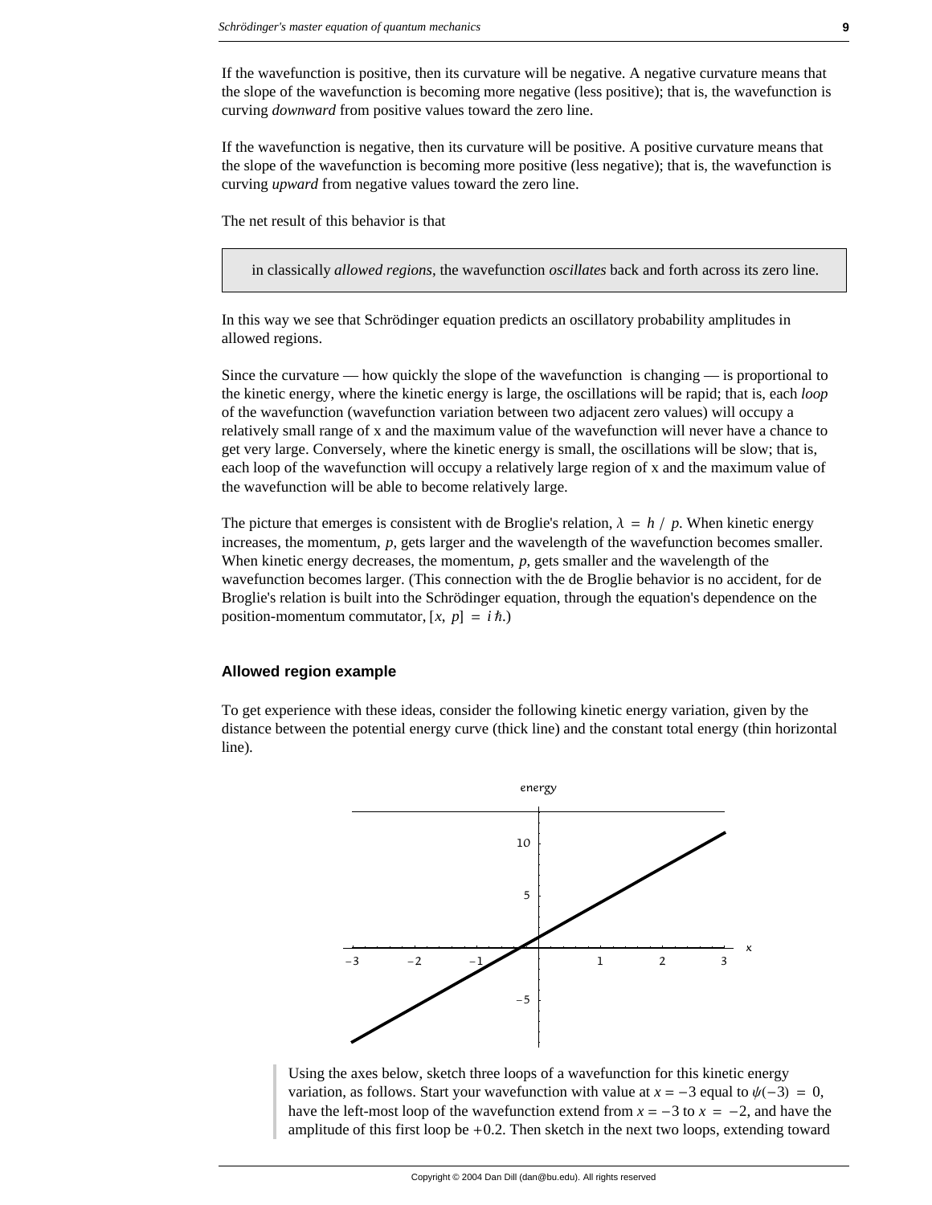If the wavefunction is positive, then its curvature will be negative. A negative curvature means that the slope of the wavefunction is becoming more negative (less positive); that is, the wavefunction is curving *downward* from positive values toward the zero line.

If the wavefunction is negative, then its curvature will be positive. A positive curvature means that the slope of the wavefunction is becoming more positive (less negative); that is, the wavefunction is curving *upward* from negative values toward the zero line.

The net result of this behavior is that

> in classically *allowed regions*, the wavefunction *oscillates* back and forth across its zero line.

In this way we see that Schrödinger equation predicts an oscillatory probability amplitudes in allowed regions.

Since the curvature — how quickly the slope of the wavefunction is changing — is proportional to the kinetic energy, where the kinetic energy is large, the oscillations will be rapid; that is, each *loop* of the wavefunction (wavefunction variation between two adjacent zero values) will occupy a relatively small range of x and the maximum value of the wavefunction will never have a chance to get very large. Conversely, where the kinetic energy is small, the oscillations will be slow; that is, each loop of the wavefunction will occupy a relatively large region of x and the maximum value of the wavefunction will be able to become relatively large.

The picture that emerges is consistent with de Broglie's relation, $\lambda = h / p$. When kinetic energy increases, the momentum, $p$, gets larger and the wavelength of the wavefunction becomes smaller. When kinetic energy decreases, the momentum, $p$, gets smaller and the wavelength of the wavefunction becomes larger. (This connection with the de Broglie behavior is no accident, for de Broglie's relation is built into the Schrödinger equation, through the equation's dependence on the position-momentum commutator, $[x, p] = i\hbar$.)

### Allowed region example

To get experience with these ideas, consider the following kinetic energy variation, given by the distance between the potential energy curve (thick line) and the constant total energy (thin horizontal line).

> Using the axes below, sketch three loops of a wavefunction for this kinetic energy variation, as follows. Start your wavefunction with value at $x = -3$ equal to $\psi(-3) = 0$, have the left-most loop of the wavefunction extend from $x = -3$ to $x = -2$, and have the amplitude of this first loop be $+0.2$. Then sketch in the next two loops, extending toward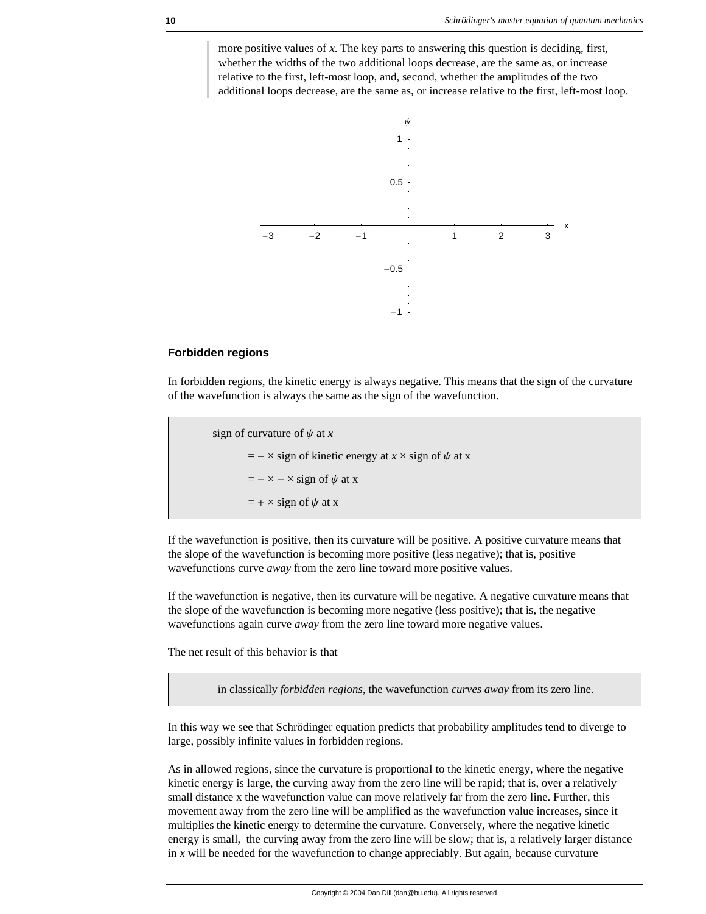more positive values of $x$. The key parts to answering this question is deciding, first, whether the widths of the two additional loops decrease, are the same as, or increase relative to the first, left-most loop, and, second, whether the amplitudes of the two additional loops decrease, are the same as, or increase relative to the first, left-most loop.

### Forbidden regions

In forbidden regions, the kinetic energy is always negative. This means that the sign of the curvature of the wavefunction is always the same as the sign of the wavefunction.

sign of curvature of $\psi$ at $x$

= − × sign of kinetic energy at $x$ × sign of $\psi$ at x

= − × − × sign of $\psi$ at x

= + × sign of $\psi$ at x

If the wavefunction is positive, then its curvature will be positive. A positive curvature means that the slope of the wavefunction is becoming more positive (less negative); that is, positive wavefunctions curve *away* from the zero line toward more positive values.

If the wavefunction is negative, then its curvature will be negative. A negative curvature means that the slope of the wavefunction is becoming more negative (less positive); that is, the negative wavefunctions again curve *away* from the zero line toward more negative values.

The net result of this behavior is that

in classically *forbidden regions*, the wavefunction *curves away* from its zero line.

In this way we see that Schrödinger equation predicts that probability amplitudes tend to diverge to large, possibly infinite values in forbidden regions.

As in allowed regions, since the curvature is proportional to the kinetic energy, where the negative kinetic energy is large, the curving away from the zero line will be rapid; that is, over a relatively small distance x the wavefunction value can move relatively far from the zero line. Further, this movement away from the zero line will be amplified as the wavefunction value increases, since it multiplies the kinetic energy to determine the curvature. Conversely, where the negative kinetic energy is small, the curving away from the zero line will be slow; that is, a relatively larger distance in $x$ will be needed for the wavefunction to change appreciably. But again, because curvature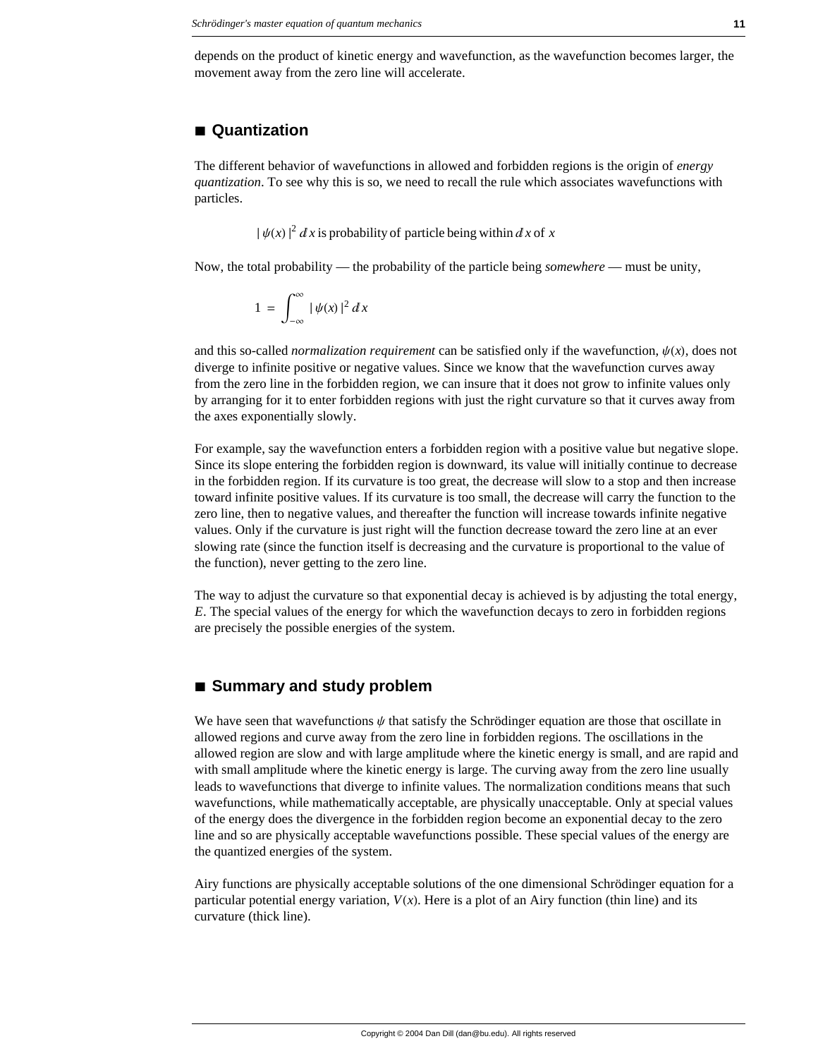depends on the product of kinetic energy and wavefunction, as the wavefunction becomes larger, the movement away from the zero line will accelerate.

## ■ Quantization

The different behavior of wavefunctions in allowed and forbidden regions is the origin of *energy quantization*. To see why this is so, we need to recall the rule which associates wavefunctions with particles.

$$|\psi(x)|^2\, dx \text{ is probability of particle being within } dx \text{ of } x$$

Now, the total probability — the probability of the particle being *somewhere* — must be unity,

$$1 = \int_{-\infty}^{\infty} |\psi(x)|^2\, dx$$

and this so-called *normalization requirement* can be satisfied only if the wavefunction, $\psi(x)$, does not diverge to infinite positive or negative values. Since we know that the wavefunction curves away from the zero line in the forbidden region, we can insure that it does not grow to infinite values only by arranging for it to enter forbidden regions with just the right curvature so that it curves away from the axes exponentially slowly.

For example, say the wavefunction enters a forbidden region with a positive value but negative slope. Since its slope entering the forbidden region is downward, its value will initially continue to decrease in the forbidden region. If its curvature is too great, the decrease will slow to a stop and then increase toward infinite positive values. If its curvature is too small, the decrease will carry the function to the zero line, then to negative values, and thereafter the function will increase towards infinite negative values. Only if the curvature is just right will the function decrease toward the zero line at an ever slowing rate (since the function itself is decreasing and the curvature is proportional to the value of the function), never getting to the zero line.

The way to adjust the curvature so that exponential decay is achieved is by adjusting the total energy, $E$. The special values of the energy for which the wavefunction decays to zero in forbidden regions are precisely the possible energies of the system.

## ■ Summary and study problem

We have seen that wavefunctions $\psi$ that satisfy the Schrödinger equation are those that oscillate in allowed regions and curve away from the zero line in forbidden regions. The oscillations in the allowed region are slow and with large amplitude where the kinetic energy is small, and are rapid and with small amplitude where the kinetic energy is large. The curving away from the zero line usually leads to wavefunctions that diverge to infinite values. The normalization conditions means that such wavefunctions, while mathematically acceptable, are physically unacceptable. Only at special values of the energy does the divergence in the forbidden region become an exponential decay to the zero line and so are physically acceptable wavefunctions possible. These special values of the energy are the quantized energies of the system.

Airy functions are physically acceptable solutions of the one dimensional Schrödinger equation for a particular potential energy variation, $V(x)$. Here is a plot of an Airy function (thin line) and its curvature (thick line).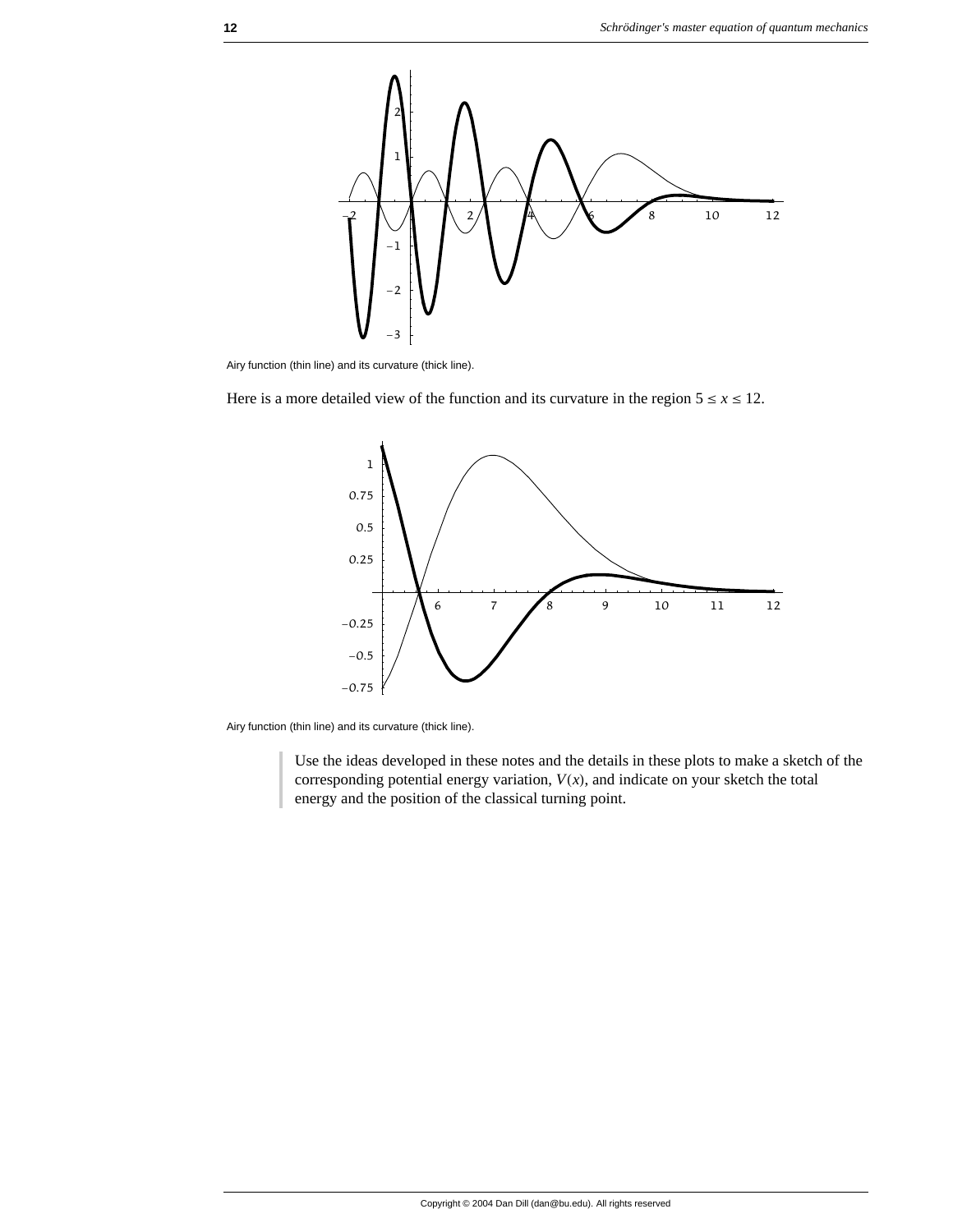2

1

−2

2

4

6

8

10

12

−1

−2

−3

Airy function (thin line) and its curvature (thick line).

Here is a more detailed view of the function and its curvature in the region $5 \leq x \leq 12$.

1

0.75

0.5

0.25

6

7

8

9

10

11

12

−0.25

−0.5

−0.75

Airy function (thin line) and its curvature (thick line).

> Use the ideas developed in these notes and the details in these plots to make a sketch of the corresponding potential energy variation, $V(x)$, and indicate on your sketch the total energy and the position of the classical turning point.